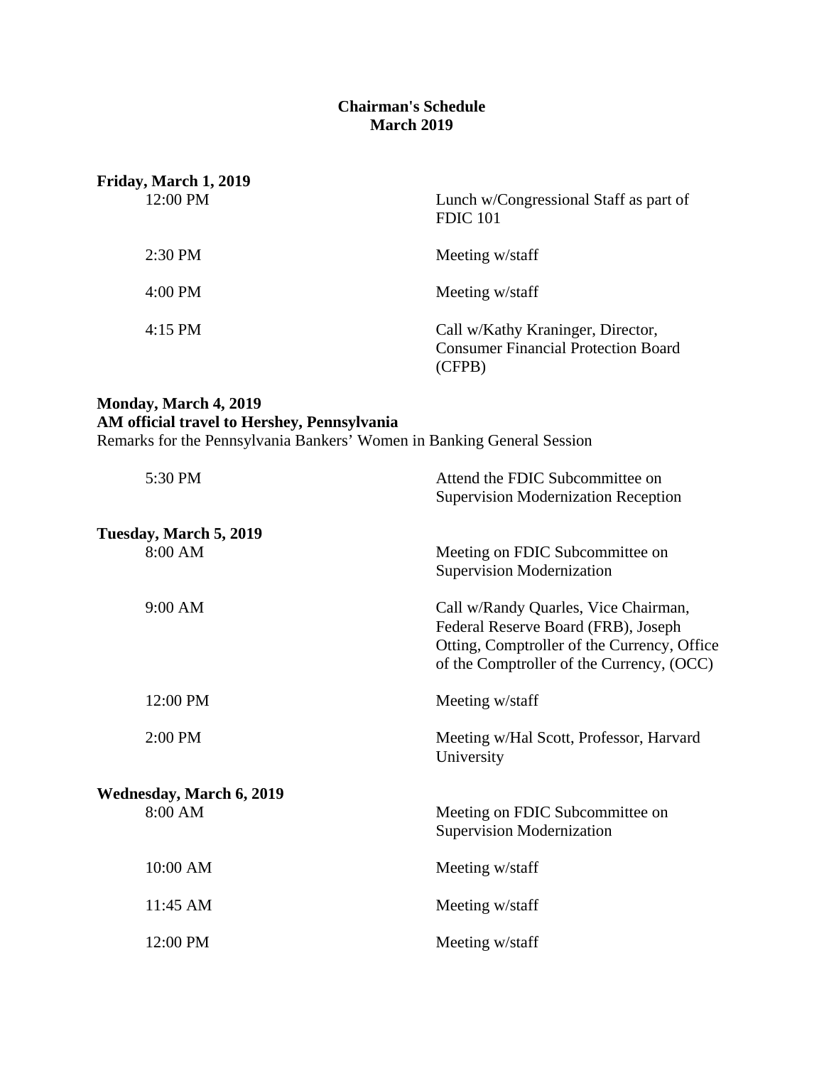# Chairman's Schedule
## March 2019

**Friday, March 1, 2019**

| | |
|---|---|
| 12:00 PM | Lunch w/Congressional Staff as part of FDIC 101 |
| 2:30 PM | Meeting w/staff |
| 4:00 PM | Meeting w/staff |
| 4:15 PM | Call w/Kathy Kraninger, Director, Consumer Financial Protection Board (CFPB) |

**Monday, March 4, 2019**
**AM official travel to Hershey, Pennsylvania**
Remarks for the Pennsylvania Bankers' Women in Banking General Session

| | |
|---|---|
| 5:30 PM | Attend the FDIC Subcommittee on Supervision Modernization Reception |

**Tuesday, March 5, 2019**

| | |
|---|---|
| 8:00 AM | Meeting on FDIC Subcommittee on Supervision Modernization |
| 9:00 AM | Call w/Randy Quarles, Vice Chairman, Federal Reserve Board (FRB), Joseph Otting, Comptroller of the Currency, Office of the Comptroller of the Currency, (OCC) |
| 12:00 PM | Meeting w/staff |
| 2:00 PM | Meeting w/Hal Scott, Professor, Harvard University |

**Wednesday, March 6, 2019**

| | |
|---|---|
| 8:00 AM | Meeting on FDIC Subcommittee on Supervision Modernization |
| 10:00 AM | Meeting w/staff |
| 11:45 AM | Meeting w/staff |
| 12:00 PM | Meeting w/staff |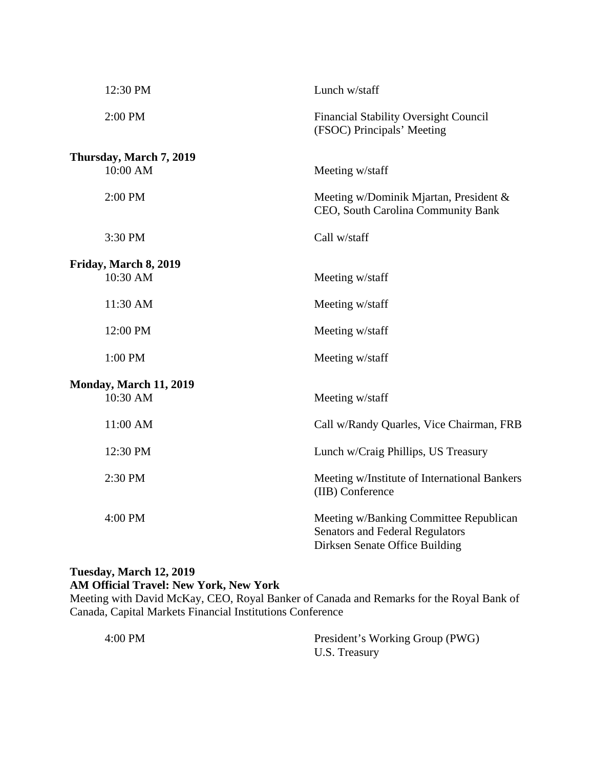| | |
|---|---|
| 12:30 PM | Lunch w/staff |
| 2:00 PM | Financial Stability Oversight Council (FSOC) Principals' Meeting |

**Thursday, March 7, 2019**

| | |
|---|---|
| 10:00 AM | Meeting w/staff |
| 2:00 PM | Meeting w/Dominik Mjartan, President & CEO, South Carolina Community Bank |
| 3:30 PM | Call w/staff |

**Friday, March 8, 2019**

| | |
|---|---|
| 10:30 AM | Meeting w/staff |
| 11:30 AM | Meeting w/staff |
| 12:00 PM | Meeting w/staff |
| 1:00 PM | Meeting w/staff |

**Monday, March 11, 2019**

| | |
|---|---|
| 10:30 AM | Meeting w/staff |
| 11:00 AM | Call w/Randy Quarles, Vice Chairman, FRB |
| 12:30 PM | Lunch w/Craig Phillips, US Treasury |
| 2:30 PM | Meeting w/Institute of International Bankers (IIB) Conference |
| 4:00 PM | Meeting w/Banking Committee Republican Senators and Federal Regulators<br>Dirksen Senate Office Building |

**Tuesday, March 12, 2019**
**AM Official Travel: New York, New York**
Meeting with David McKay, CEO, Royal Banker of Canada and Remarks for the Royal Bank of Canada, Capital Markets Financial Institutions Conference

| | |
|---|---|
| 4:00 PM | President's Working Group (PWG)<br>U.S. Treasury |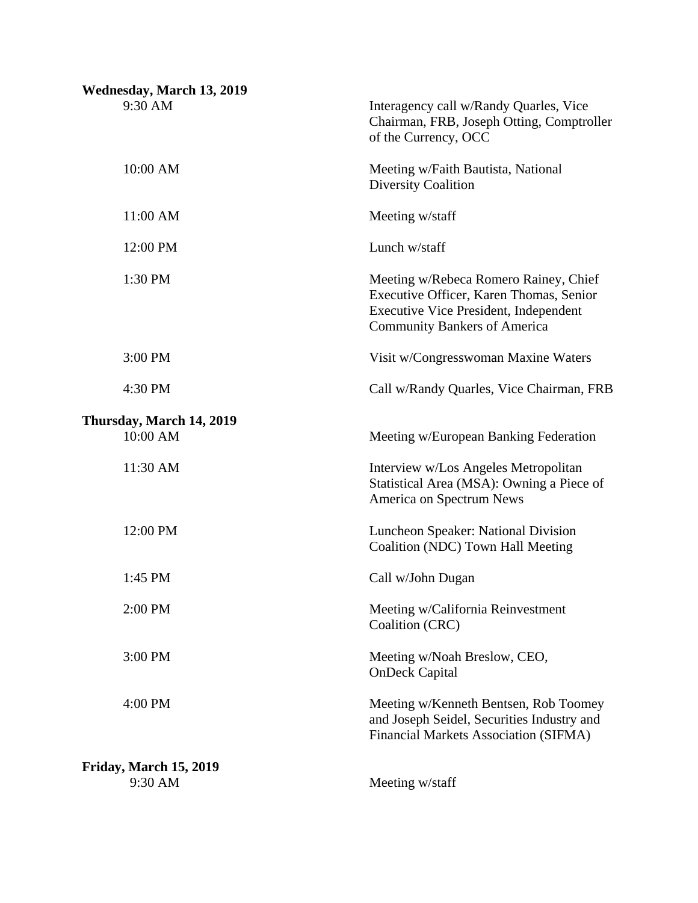**Wednesday, March 13, 2019**

| | |
|---|---|
| 9:30 AM | Interagency call w/Randy Quarles, Vice Chairman, FRB, Joseph Otting, Comptroller of the Currency, OCC |
| 10:00 AM | Meeting w/Faith Bautista, National Diversity Coalition |
| 11:00 AM | Meeting w/staff |
| 12:00 PM | Lunch w/staff |
| 1:30 PM | Meeting w/Rebeca Romero Rainey, Chief Executive Officer, Karen Thomas, Senior Executive Vice President, Independent Community Bankers of America |
| 3:00 PM | Visit w/Congresswoman Maxine Waters |
| 4:30 PM | Call w/Randy Quarles, Vice Chairman, FRB |

**Thursday, March 14, 2019**

| | |
|---|---|
| 10:00 AM | Meeting w/European Banking Federation |
| 11:30 AM | Interview w/Los Angeles Metropolitan Statistical Area (MSA): Owning a Piece of America on Spectrum News |
| 12:00 PM | Luncheon Speaker: National Division Coalition (NDC) Town Hall Meeting |
| 1:45 PM | Call w/John Dugan |
| 2:00 PM | Meeting w/California Reinvestment Coalition (CRC) |
| 3:00 PM | Meeting w/Noah Breslow, CEO, OnDeck Capital |
| 4:00 PM | Meeting w/Kenneth Bentsen, Rob Toomey and Joseph Seidel, Securities Industry and Financial Markets Association (SIFMA) |

**Friday, March 15, 2019**

| | |
|---|---|
| 9:30 AM | Meeting w/staff |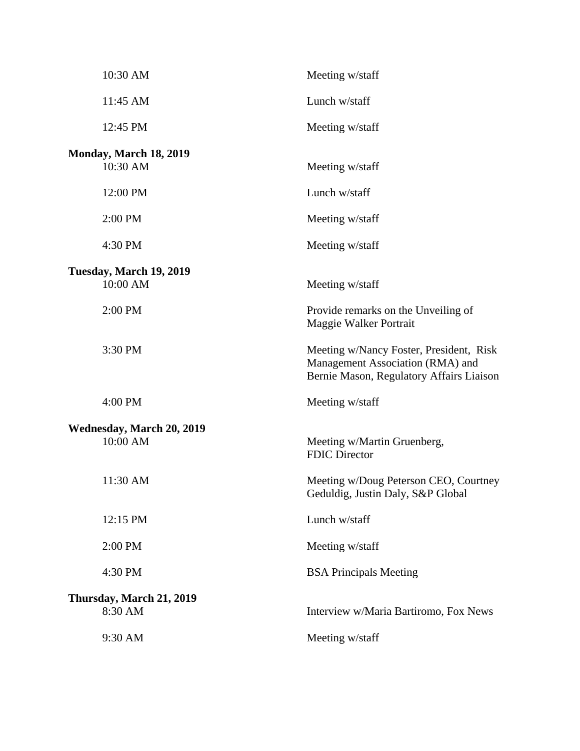| | |
|---|---|
| 10:30 AM | Meeting w/staff |
| 11:45 AM | Lunch w/staff |
| 12:45 PM | Meeting w/staff |

**Monday, March 18, 2019**

| | |
|---|---|
| 10:30 AM | Meeting w/staff |
| 12:00 PM | Lunch w/staff |
| 2:00 PM | Meeting w/staff |
| 4:30 PM | Meeting w/staff |

**Tuesday, March 19, 2019**

| | |
|---|---|
| 10:00 AM | Meeting w/staff |
| 2:00 PM | Provide remarks on the Unveiling of Maggie Walker Portrait |
| 3:30 PM | Meeting w/Nancy Foster, President, Risk Management Association (RMA) and Bernie Mason, Regulatory Affairs Liaison |
| 4:00 PM | Meeting w/staff |

**Wednesday, March 20, 2019**

| | |
|---|---|
| 10:00 AM | Meeting w/Martin Gruenberg, FDIC Director |
| 11:30 AM | Meeting w/Doug Peterson CEO, Courtney Geduldig, Justin Daly, S&P Global |
| 12:15 PM | Lunch w/staff |
| 2:00 PM | Meeting w/staff |
| 4:30 PM | BSA Principals Meeting |

**Thursday, March 21, 2019**

| | |
|---|---|
| 8:30 AM | Interview w/Maria Bartiromo, Fox News |
| 9:30 AM | Meeting w/staff |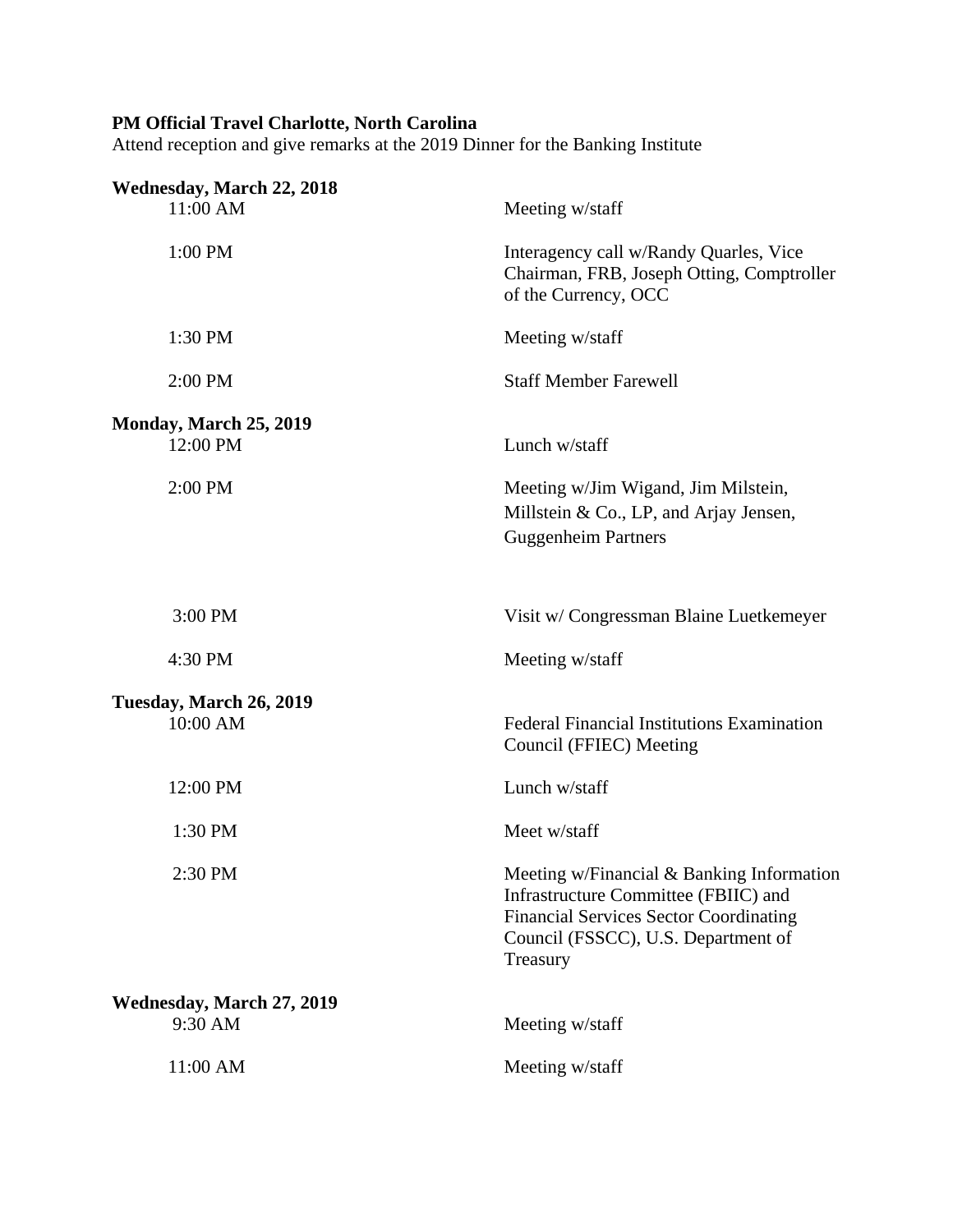**PM Official Travel Charlotte, North Carolina**
Attend reception and give remarks at the 2019 Dinner for the Banking Institute

**Wednesday, March 22, 2018**

| | |
|---|---|
| 11:00 AM | Meeting w/staff |
| 1:00 PM | Interagency call w/Randy Quarles, Vice Chairman, FRB, Joseph Otting, Comptroller of the Currency, OCC |
| 1:30 PM | Meeting w/staff |
| 2:00 PM | Staff Member Farewell |

**Monday, March 25, 2019**

| | |
|---|---|
| 12:00 PM | Lunch w/staff |
| 2:00 PM | Meeting w/Jim Wigand, Jim Milstein, Millstein & Co., LP, and Arjay Jensen, Guggenheim Partners |
| 3:00 PM | Visit w/ Congressman Blaine Luetkemeyer |
| 4:30 PM | Meeting w/staff |

**Tuesday, March 26, 2019**

| | |
|---|---|
| 10:00 AM | Federal Financial Institutions Examination Council (FFIEC) Meeting |
| 12:00 PM | Lunch w/staff |
| 1:30 PM | Meet w/staff |
| 2:30 PM | Meeting w/Financial & Banking Information Infrastructure Committee (FBIIC) and Financial Services Sector Coordinating Council (FSSCC), U.S. Department of Treasury |

**Wednesday, March 27, 2019**

| | |
|---|---|
| 9:30 AM | Meeting w/staff |
| 11:00 AM | Meeting w/staff |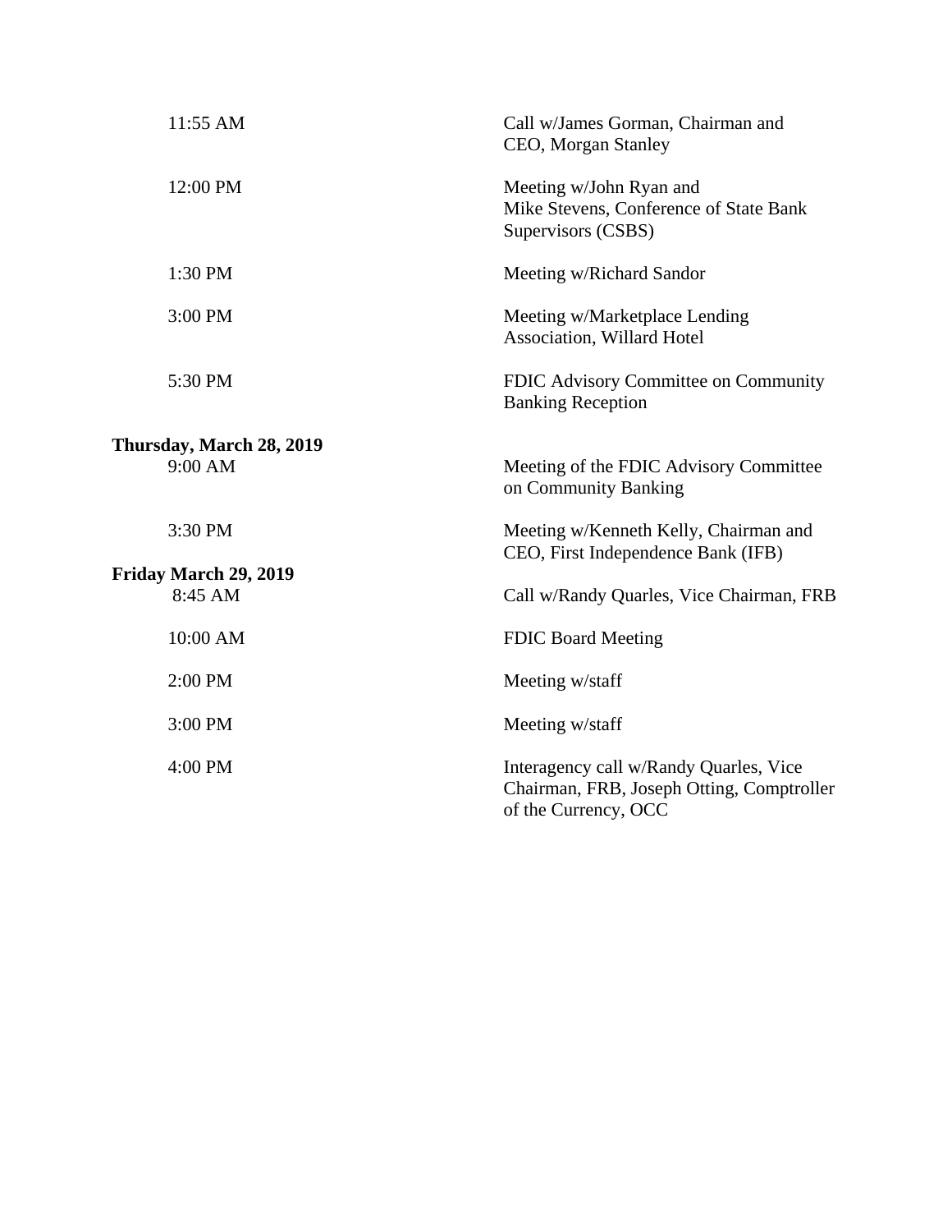| | |
|---|---|
| 11:55 AM | Call w/James Gorman, Chairman and CEO, Morgan Stanley |
| 12:00 PM | Meeting w/John Ryan and Mike Stevens, Conference of State Bank Supervisors (CSBS) |
| 1:30 PM | Meeting w/Richard Sandor |
| 3:00 PM | Meeting w/Marketplace Lending Association, Willard Hotel |
| 5:30 PM | FDIC Advisory Committee on Community Banking Reception |

**Thursday, March 28, 2019**

| | |
|---|---|
| 9:00 AM | Meeting of the FDIC Advisory Committee on Community Banking |
| 3:30 PM | Meeting w/Kenneth Kelly, Chairman and CEO, First Independence Bank (IFB) |

**Friday March 29, 2019**

| | |
|---|---|
| 8:45 AM | Call w/Randy Quarles, Vice Chairman, FRB |
| 10:00 AM | FDIC Board Meeting |
| 2:00 PM | Meeting w/staff |
| 3:00 PM | Meeting w/staff |
| 4:00 PM | Interagency call w/Randy Quarles, Vice Chairman, FRB, Joseph Otting, Comptroller of the Currency, OCC |